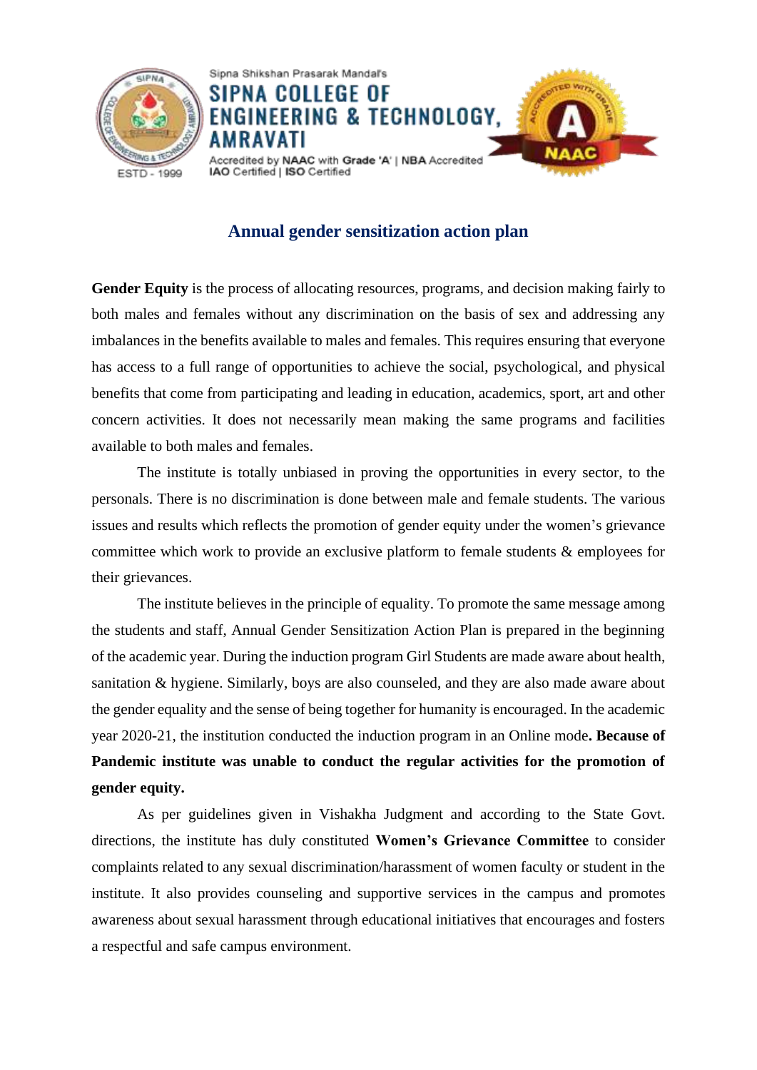Sipna Shikshan Prasarak Mandal's

# SIPNA COLLEGE OF ENGINEERING & TECHNOLOGY, AMRAVATI

Accredited by NAAC with Grade 'A' | NBA Accredited
IAO Certified | ISO Certified

ESTD - 1999

## Annual gender sensitization action plan

**Gender Equity** is the process of allocating resources, programs, and decision making fairly to both males and females without any discrimination on the basis of sex and addressing any imbalances in the benefits available to males and females. This requires ensuring that everyone has access to a full range of opportunities to achieve the social, psychological, and physical benefits that come from participating and leading in education, academics, sport, art and other concern activities. It does not necessarily mean making the same programs and facilities available to both males and females.

The institute is totally unbiased in proving the opportunities in every sector, to the personals. There is no discrimination is done between male and female students. The various issues and results which reflects the promotion of gender equity under the women's grievance committee which work to provide an exclusive platform to female students & employees for their grievances.

The institute believes in the principle of equality. To promote the same message among the students and staff, Annual Gender Sensitization Action Plan is prepared in the beginning of the academic year. During the induction program Girl Students are made aware about health, sanitation & hygiene. Similarly, boys are also counseled, and they are also made aware about the gender equality and the sense of being together for humanity is encouraged. In the academic year 2020-21, the institution conducted the induction program in an Online mode**. Because of Pandemic institute was unable to conduct the regular activities for the promotion of gender equity.**

As per guidelines given in Vishakha Judgment and according to the State Govt. directions, the institute has duly constituted **Women's Grievance Committee** to consider complaints related to any sexual discrimination/harassment of women faculty or student in the institute. It also provides counseling and supportive services in the campus and promotes awareness about sexual harassment through educational initiatives that encourages and fosters a respectful and safe campus environment.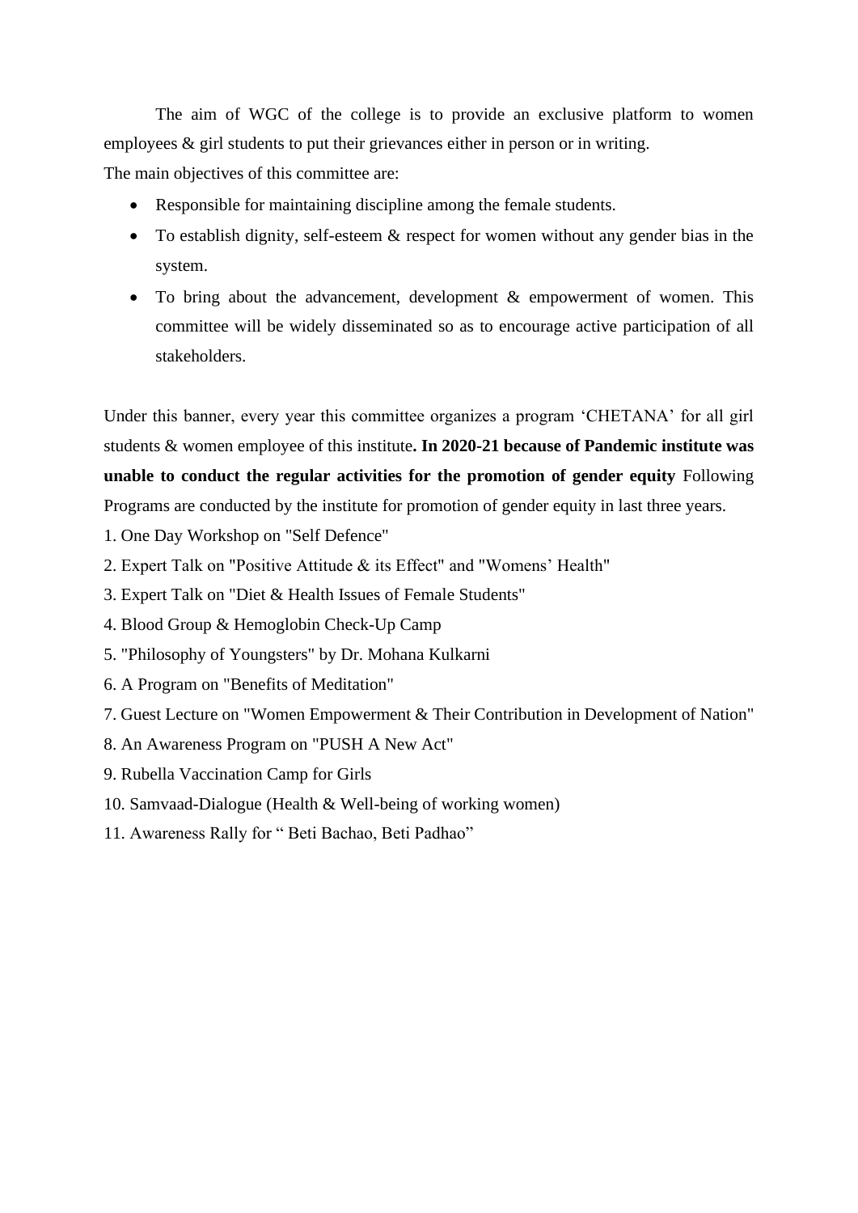The aim of WGC of the college is to provide an exclusive platform to women employees & girl students to put their grievances either in person or in writing.

The main objectives of this committee are:

- Responsible for maintaining discipline among the female students.
- To establish dignity, self-esteem & respect for women without any gender bias in the system.
- To bring about the advancement, development & empowerment of women. This committee will be widely disseminated so as to encourage active participation of all stakeholders.

Under this banner, every year this committee organizes a program 'CHETANA' for all girl students & women employee of this institute**. In 2020-21 because of Pandemic institute was unable to conduct the regular activities for the promotion of gender equity** Following Programs are conducted by the institute for promotion of gender equity in last three years.

1. One Day Workshop on "Self Defence"
2. Expert Talk on "Positive Attitude & its Effect" and "Womens' Health"
3. Expert Talk on "Diet & Health Issues of Female Students"
4. Blood Group & Hemoglobin Check-Up Camp
5. "Philosophy of Youngsters" by Dr. Mohana Kulkarni
6. A Program on "Benefits of Meditation"
7. Guest Lecture on "Women Empowerment & Their Contribution in Development of Nation"
8. An Awareness Program on "PUSH A New Act"
9. Rubella Vaccination Camp for Girls
10. Samvaad-Dialogue (Health & Well-being of working women)
11. Awareness Rally for " Beti Bachao, Beti Padhao"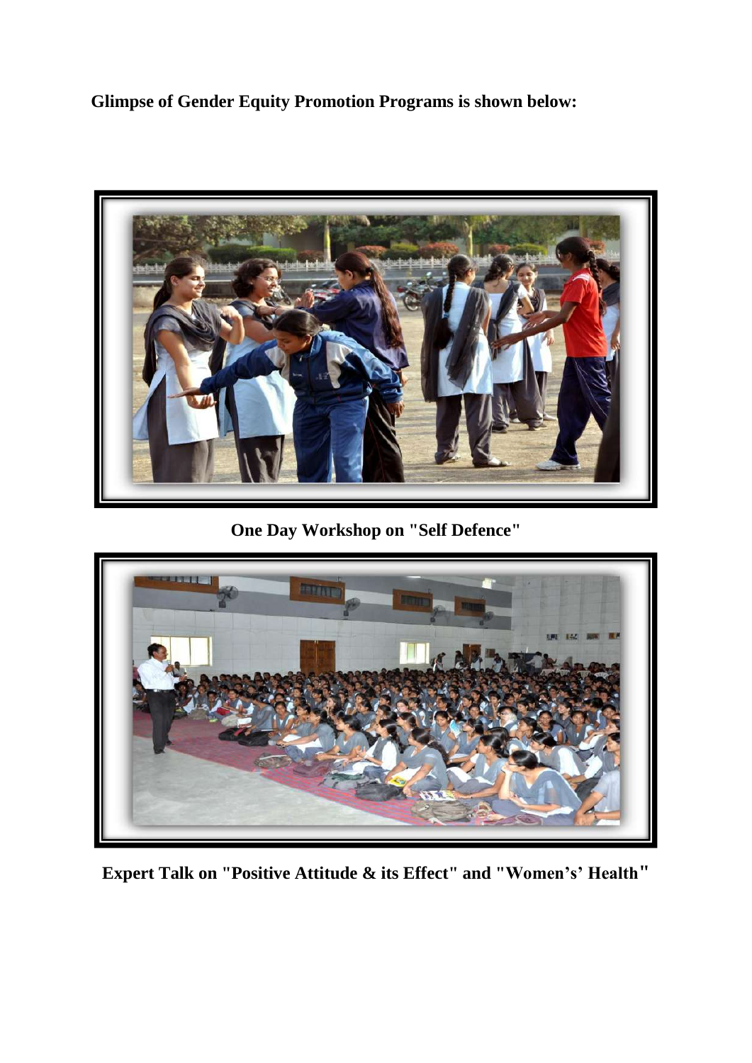**Glimpse of Gender Equity Promotion Programs is shown below:**

**One Day Workshop on "Self Defence"**

**Expert Talk on "Positive Attitude & its Effect" and "Women's' Health"**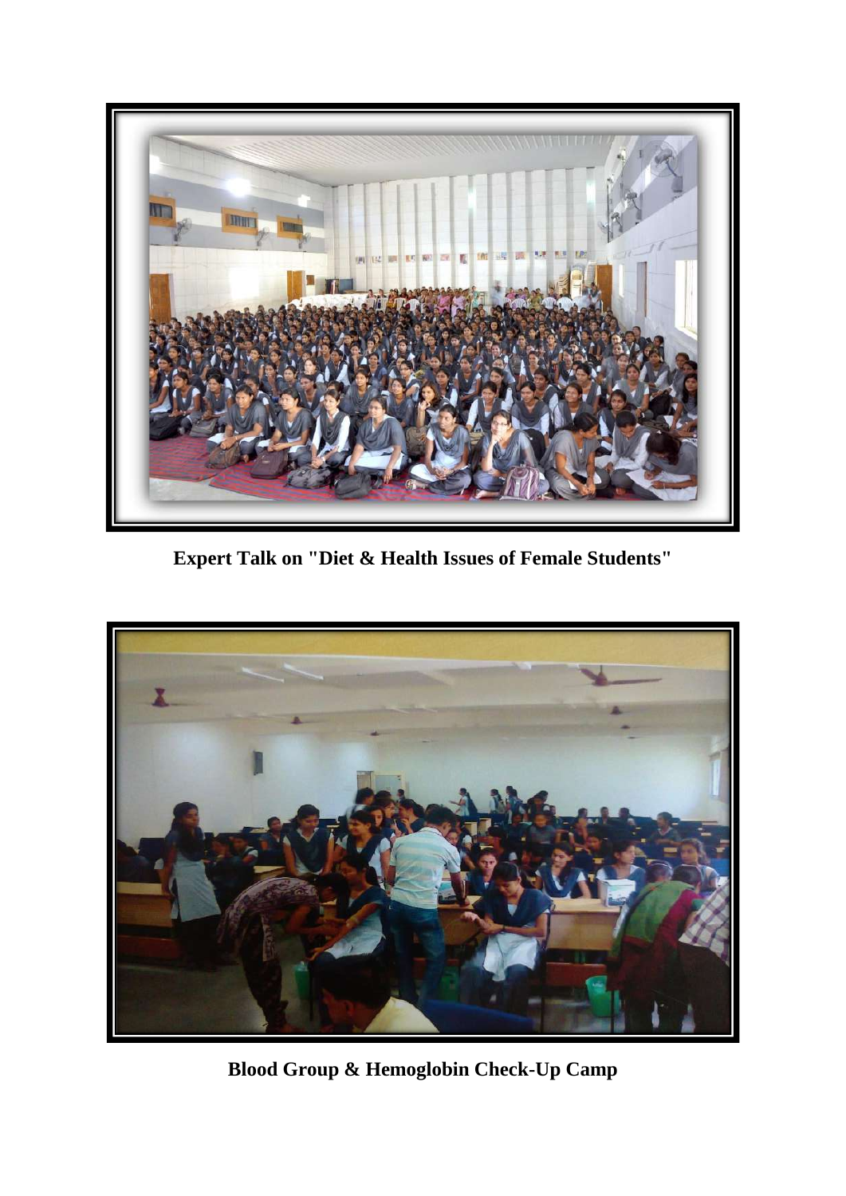**Expert Talk on "Diet & Health Issues of Female Students"**

**Blood Group & Hemoglobin Check-Up Camp**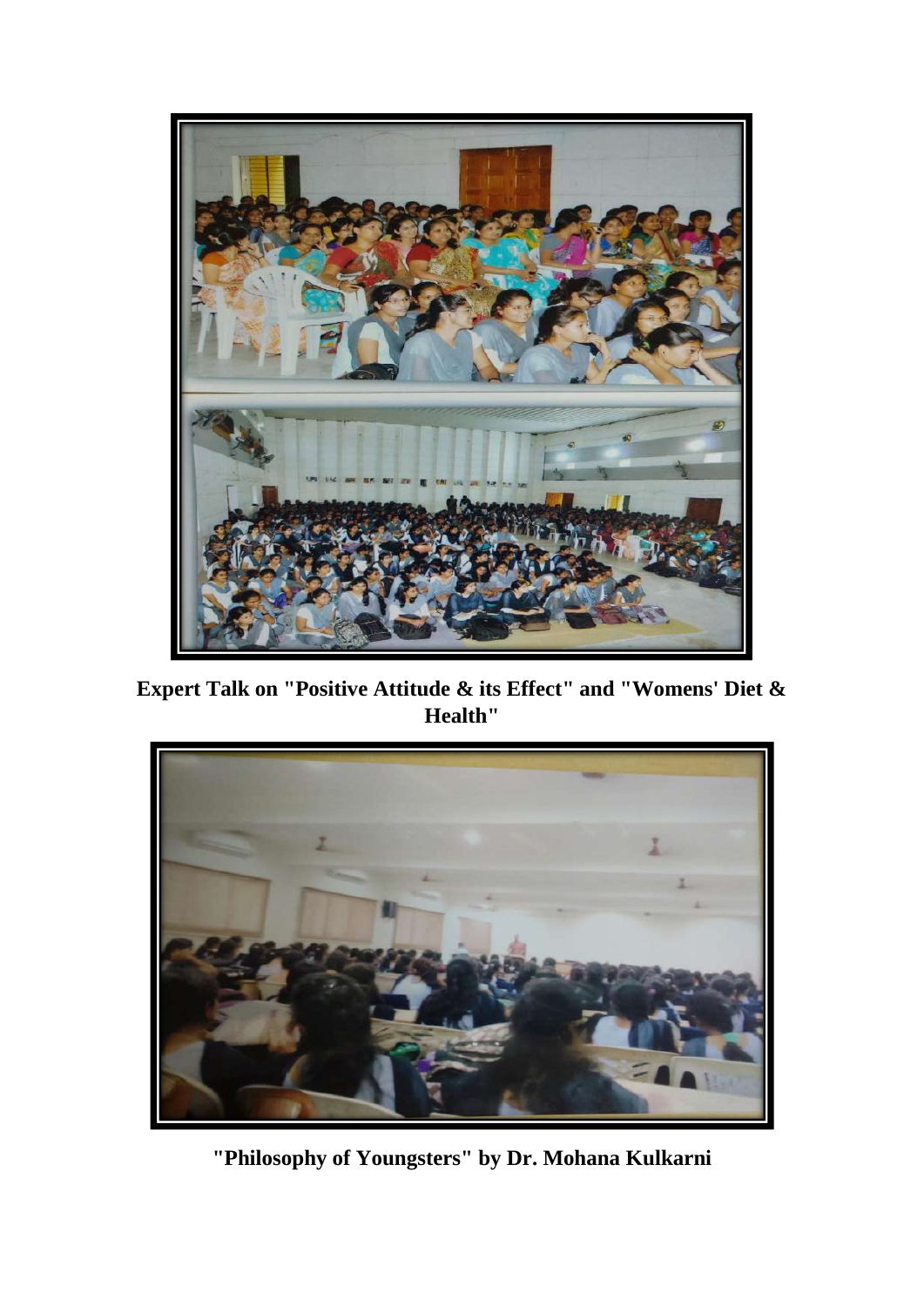**Expert Talk on "Positive Attitude & its Effect" and "Womens' Diet & Health"**

**"Philosophy of Youngsters" by Dr. Mohana Kulkarni**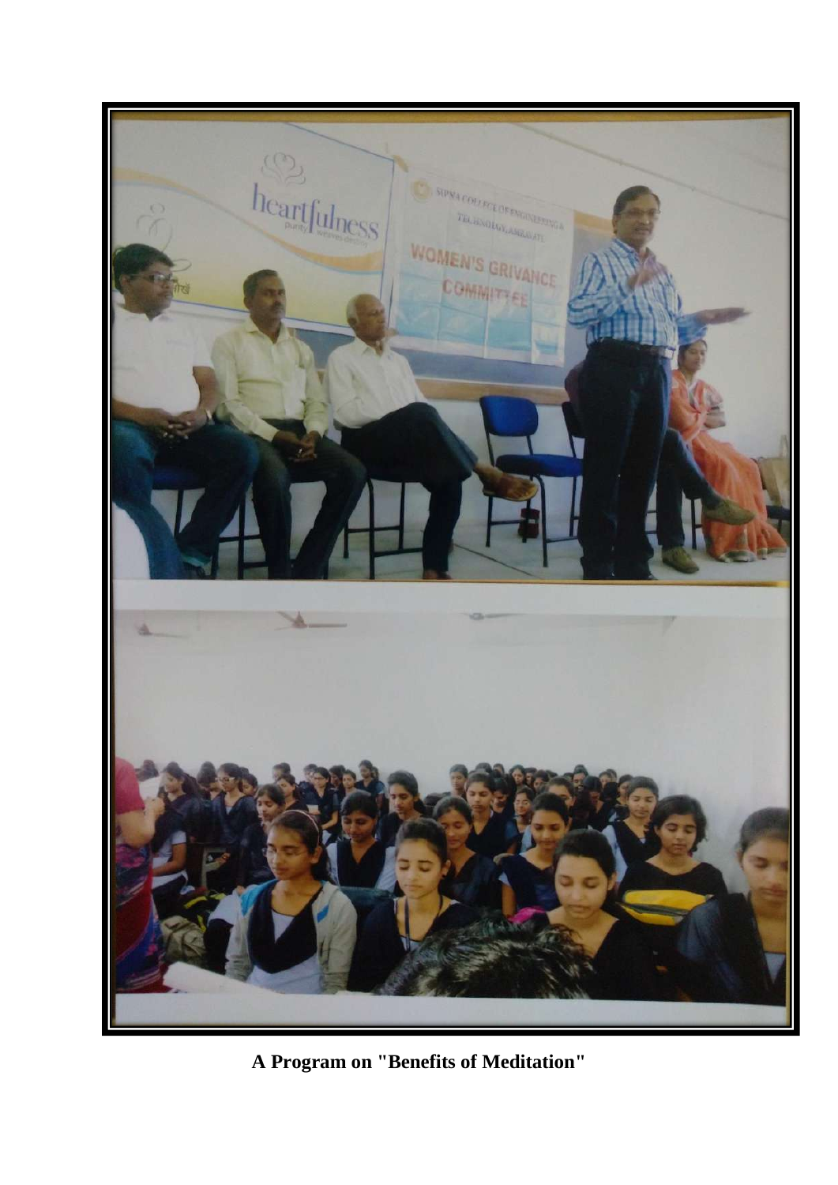**A Program on "Benefits of Meditation"**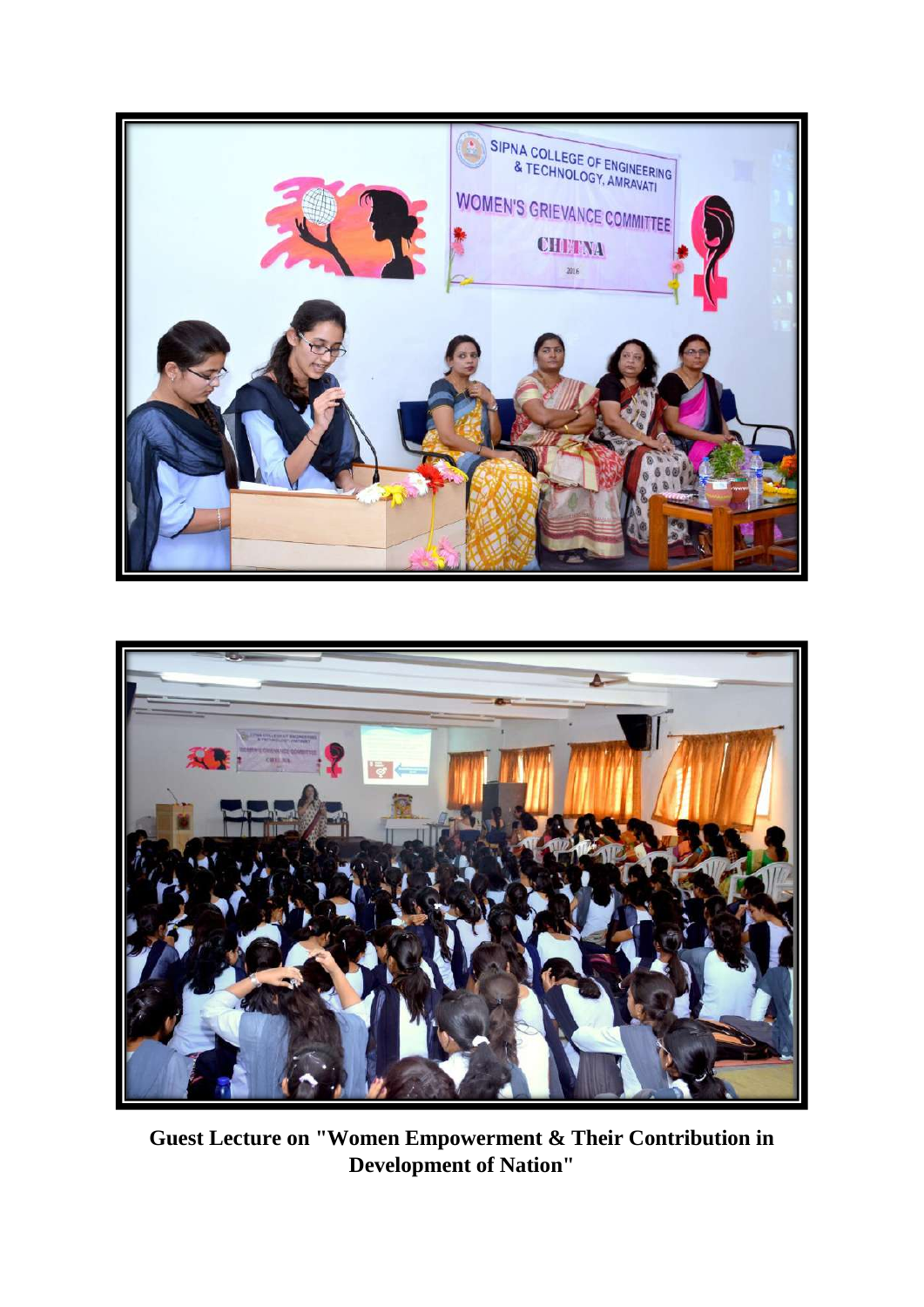**Guest Lecture on "Women Empowerment & Their Contribution in Development of Nation"**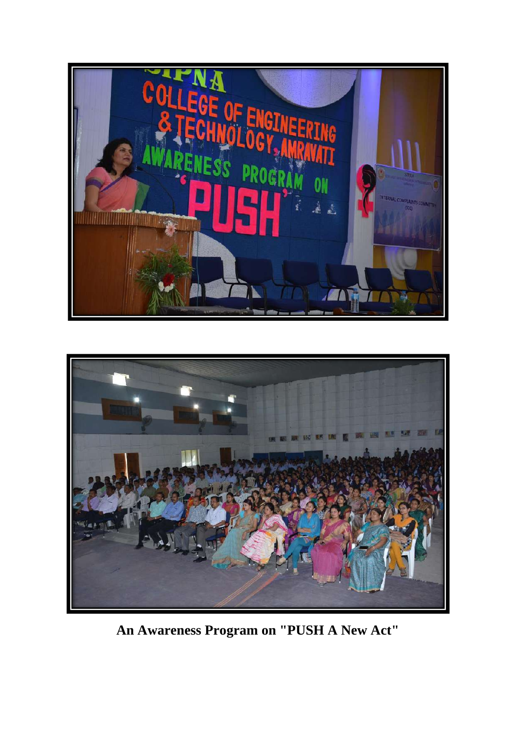**An Awareness Program on "PUSH A New Act"**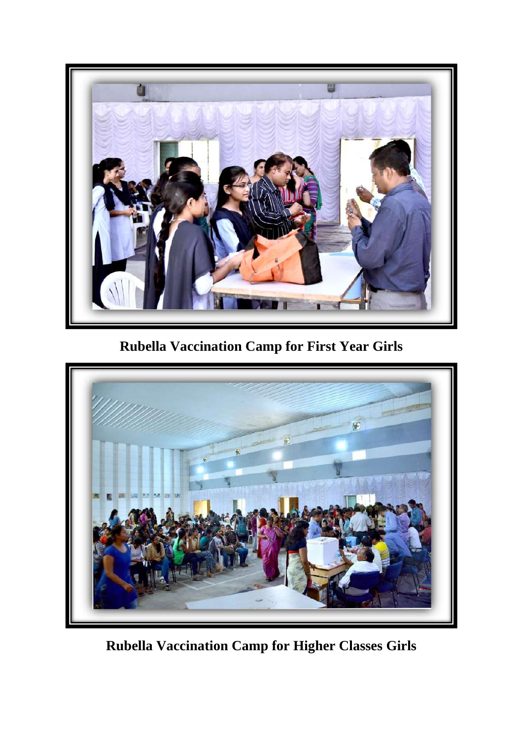**Rubella Vaccination Camp for First Year Girls**

**Rubella Vaccination Camp for Higher Classes Girls**